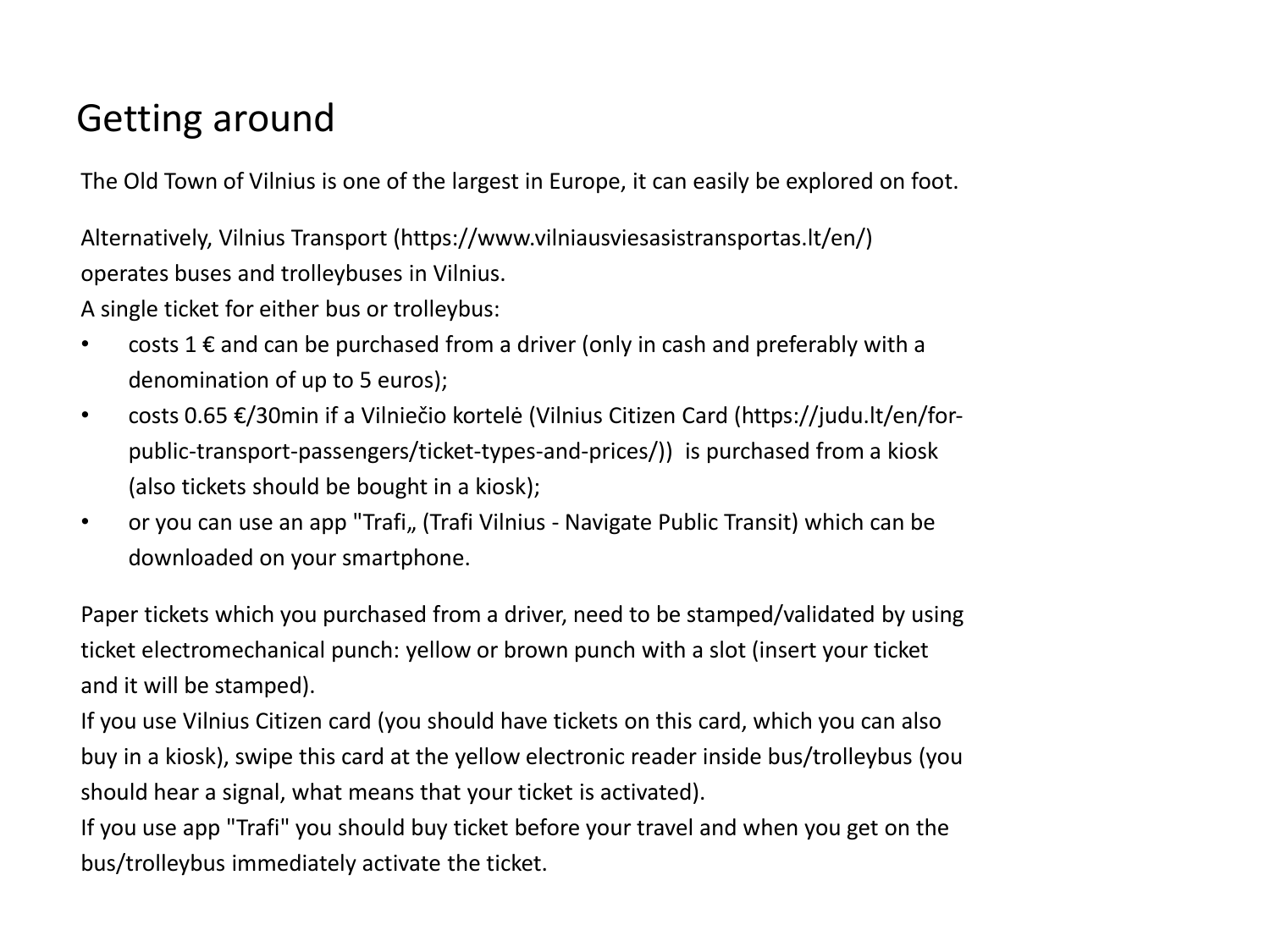# Getting around

The Old Town of Vilnius is one of the largest in Europe, it can easily be explored on foot.

Alternatively, Vilnius Transport (https://www.vilniausviesasistransportas.lt/en/) operates buses and trolleybuses in Vilnius.
A single ticket for either bus or trolleybus:

- costs 1 € and can be purchased from a driver (only in cash and preferably with a denomination of up to 5 euros);
- costs 0.65 €/30min if a Vilniečio kortelė (Vilnius Citizen Card (https://judu.lt/en/for-public-transport-passengers/ticket-types-and-prices/)) is purchased from a kiosk (also tickets should be bought in a kiosk);
- or you can use an app "Trafi„ (Trafi Vilnius - Navigate Public Transit) which can be downloaded on your smartphone.

Paper tickets which you purchased from a driver, need to be stamped/validated by using ticket electromechanical punch: yellow or brown punch with a slot (insert your ticket and it will be stamped).
If you use Vilnius Citizen card (you should have tickets on this card, which you can also buy in a kiosk), swipe this card at the yellow electronic reader inside bus/trolleybus (you should hear a signal, what means that your ticket is activated).
If you use app "Trafi" you should buy ticket before your travel and when you get on the bus/trolleybus immediately activate the ticket.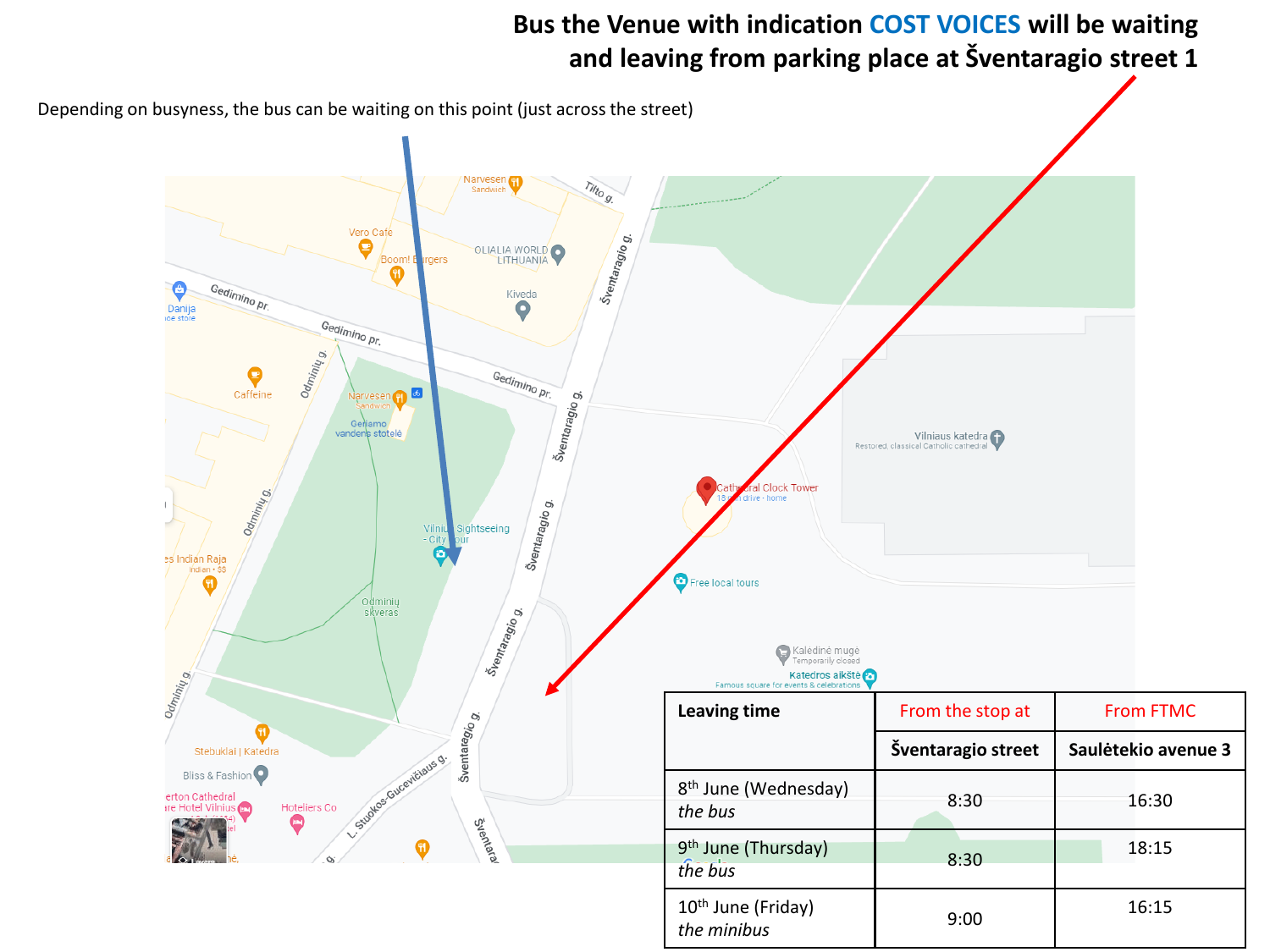**Bus the Venue with indication COST VOICES will be waiting and leaving from parking place at Šventaragio street 1**

Depending on busyness, the bus can be waiting on this point (just across the street)

| Leaving time | From the stop at | From FTMC |
|---|---|---|
| | **Šventaragio street** | **Saulėtekio avenue 3** |
| 8th June (Wednesday) *the bus* | 8:30 | 16:30 |
| 9th June (Thursday) *the bus* | 8:30 | 18:15 |
| 10th June (Friday) *the minibus* | 9:00 | 16:15 |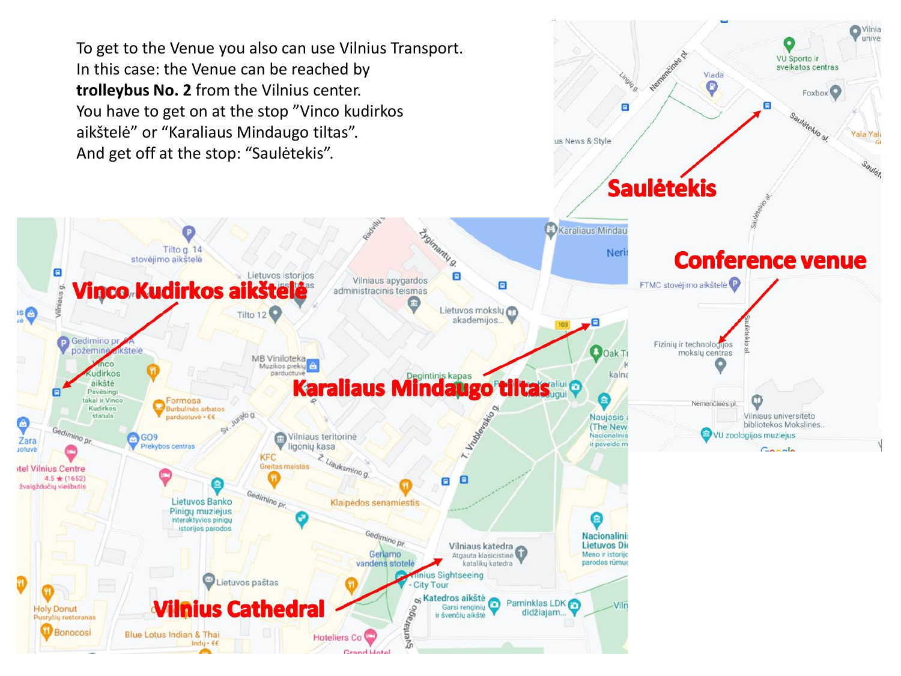To get to the Venue you also can use Vilnius Transport.
In this case: the Venue can be reached by **trolleybus No. 2** from the Vilnius center.
You have to get on at the stop ”Vinco kudirkos aikštelė” or “Karaliaus Mindaugo tiltas”.
And get off at the stop: “Saulėtekis”.

Saulėtekis

Conference venue

Vinco Kudirkos aikštelė

Karaliaus Mindaugo tiltas

Vilnius Cathedral